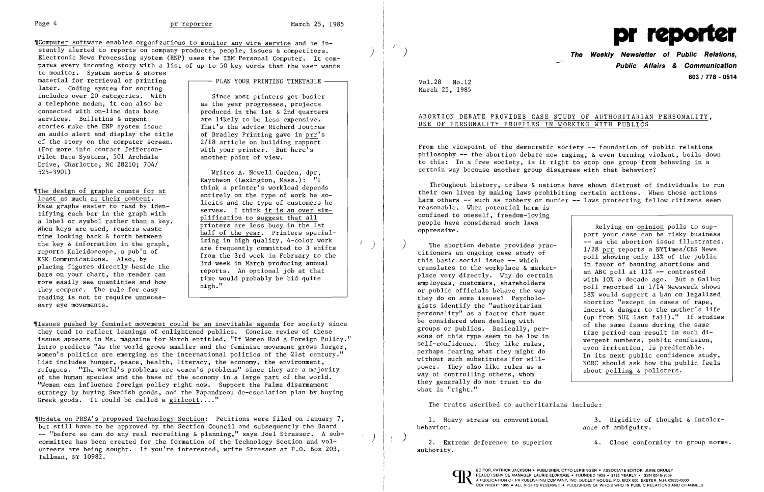¶Computer software enables organizations to monitor any wire service and be instantly alerted to reports on company products, people, issues & competitors. Electronic News Processing system (ENP) uses the IBM Personal Computer. It compares every incoming story with a list of up to 50 key words that the user wants to monitor. System sorts & stores material for retrieval or printing later. Coding system for sorting includes over 20 categories. With a telephone modem, it can also be connected with on-line data base services. Bulletins & urgent stories make the ENP system issue an audio alert and display the title of the story on the computer screen. (For more info contact Jefferson-Pilot Data Systems, 501 Archdale Drive, Charlotte, NC 28210; 704/525-3901)

> **PLAN YOUR PRINTING TIMETABLE**
>
> Since most printers get busier as the year progresses, projects produced in the 1st & 2nd quarters are likely to be less expensive. That's the advice Richard Joutras of Bradley Printing gave in prr's 2/18 article on building rapport with your printer. But here's another point of view.
>
> Writes A. Newell Garden, dpr, Raytheon (Lexington, Mass.): "I think a printer's workload depends entirely on the type of work he solicits and the type of customers he serves. I think it is an over simplification to suggest that all printers are less busy in the 1st half of the year. Printers specializing in high quality, 4-color work are frequently committed to 3 shifts from the 3rd week in February to the 3rd week in March producing annual reports. An optional job at that time would probably be bid quite high."

¶The design of graphs counts for at least as much as their content. Make graphs easier to read by identifying each bar in the graph with a label or symbol rather than a key. When keys are used, readers waste time looking back & forth between the key & information in the graph, reports Kaleidoscope, a pub'n of KSK Communications. Also, by placing figures directly beside the bars on your chart, the reader can more easily see quantities and how they compare. The rule for easy reading is not to require unnecessary eye movements.

¶Issues pushed by feminist movement could be an inevitable agenda for society since they tend to reflect leanings of enlightened publics. Concise review of these issues appears in Ms. magazine for March entitled, "If Women Had A Foreign Policy." Intro predicts "As the world grows smaller and the feminist movement grows larger, women's politics are emerging as the international politics of the 21st century." List includes hunger, peace, health, literacy, the economy, the environment, refugees. "The world's problems are women's problems" since they are a majority of the human species and the base of the economy in a large part of the world. "Women can influence foreign policy right now. Support the Palme disarmament strategy by buying Swedish goods, and the Papandreou de-escalation plan by buying Greek goods. It could be called a girlcott...."

¶Update on PRSA's proposed Technology Section: Petitions were filed on January 7, but still have to be approved by the Section Council and subsequently the Board -- "before we can do any real recruiting & planning," says Joel Strasser. A subcommittee has been created for the formation of the Technology Section and volunteers are being sought. If you're interested, write Strasser at P.O. Box 203, Tallman, NY 10982.

# pr reporter

**The Weekly Newsletter of Public Relations, Public Affairs & Communication**

603 / 778 - 0514

Vol.28 No.12
March 25, 1985

## ABORTION DEBATE PROVIDES CASE STUDY OF AUTHORITARIAN PERSONALITY, USE OF PERSONALITY PROFILES IN WORKING WITH PUBLICS

From the viewpoint of the democratic society -- foundation of public relations philosophy -- the abortion debate now raging, & even turning violent, boils down to this: In a free society, is it right to stop one group from behaving in a certain way because another group disagrees with that behavior?

Throughout history, tribes & nations have shown distrust of individuals to run their own lives by making laws prohibiting certain actions. When those actions harm others -- such as robbery or murder -- laws protecting fellow citizens seem reasonable. When potential harm is confined to oneself, freedom-loving people have considered such laws oppressive.

The abortion debate provides practitioners an ongoing case study of this basic social issue -- which translates to the workplace & marketplace very directly. Why do certain employees, customers, shareholders or public officials behave the way they do on some issues? Psychologists identify the "authoritarian personality" as a factor that must be considered when dealing with groups or publics. Basically, persons of this type seem to be low in self-confidence. They like rules, perhaps fearing what they might do without such substitutes for willpower. They also like rules as a way of controlling others, whom they generally do not trust to do what is "right."

> Relying on opinion polls to support your case can be risky business -- as the abortion issue illustrates. 1/28 prr reports a NYTimes/CBS News poll showing only 13% of the public in favor of banning abortions and an ABC poll at 11% -- contrasted with 10% a decade ago. But a Gallup poll reported in 1/14 Newsweek shows 58% would support a ban on legalized abortion "except in cases of rape, incest & danger to the mother's life (up from 50% last fall)." If studies of the same issue during the same time period can result in such divergent numbers, public confusion, even irritation, is predictable. In its next public confidence study, NORC should ask how the public feels about polling & pollsters.

The traits ascribed to authoritarians include:

1. Heavy stress on conventional behavior.
2. Extreme deference to superior authority.
3. Rigidity of thought & intolerance of ambiguity.
4. Close conformity to group norms.

EDITOR, PATRICK JACKSON • PUBLISHER, OTTO LERBINGER • ASSOCIATE EDITOR, JUNE DRULEY
READER SERVICE MANAGER, LAURIE ELDRIDGE • FOUNDED 1958 • $125 YEARLY • ISSN 0048-2609
A PUBLICATION OF PR PUBLISHING COMPANY, INC. DUDLEY HOUSE, P.O. BOX 600, EXETER, N.H. 03833-0600
COPYRIGHT 1985 • ALL RIGHTS RESERVED • PUBLISHERS OF WHO'S WHO IN PUBLIC RELATIONS AND CHANNELS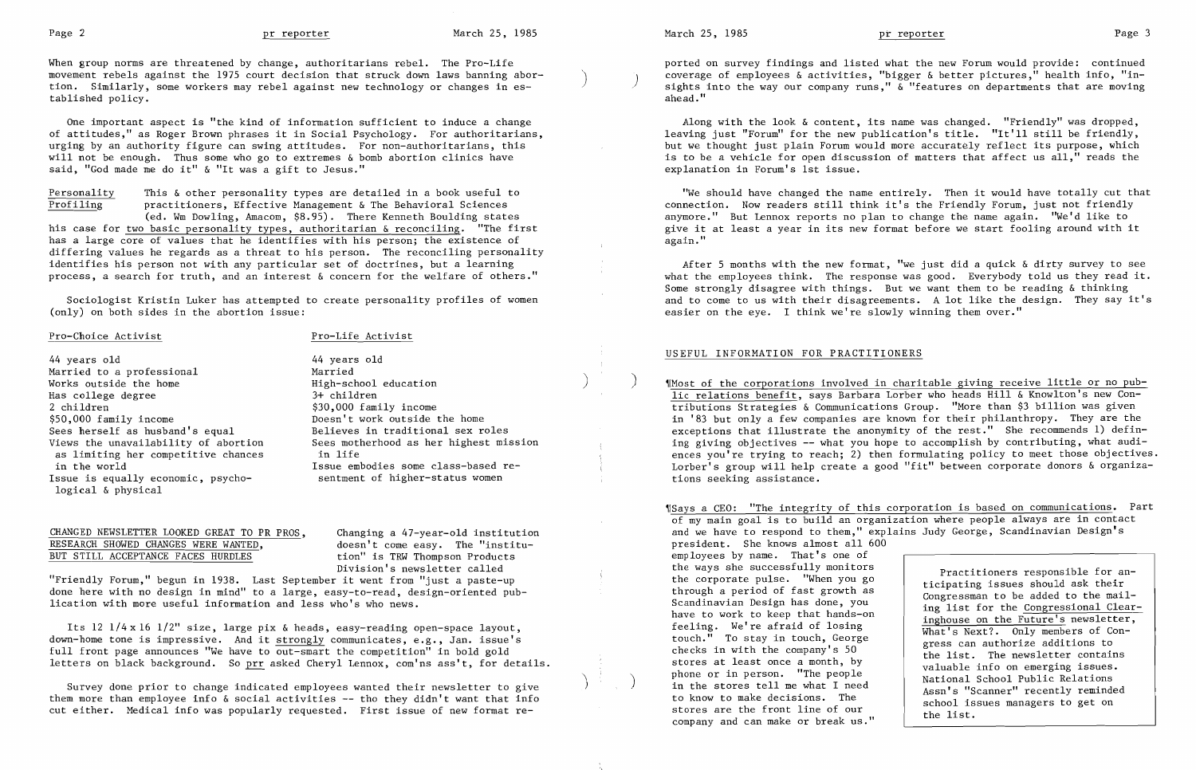When group norms are threatened by change, authoritarians rebel. The Pro-Life movement rebels against the 1975 court decision that struck down laws banning abortion. Similarly, some workers may rebel against new technology or changes in established policy.

One important aspect is "the kind of information sufficient to induce a change of attitudes," as Roger Brown phrases it in Social Psychology. For authoritarians, urging by an authority figure can swing attitudes. For non-authoritarians, this will not be enough. Thus some who go to extremes & bomb abortion clinics have said, "God made me do it" & "It was a gift to Jesus."

<u>Personality Profiling</u> This & other personality types are detailed in a book useful to practitioners, Effective Management & The Behavioral Sciences (ed. Wm Dowling, Amacom, $8.95). There Kenneth Boulding states his case for <u>two basic personality types, authoritarian & reconciling</u>. "The first has a large core of values that he identifies with his person; the existence of differing values he regards as a threat to his person. The reconciling personality identifies his person not with any particular set of doctrines, but a learning process, a search for truth, and an interest & concern for the welfare of others."

Sociologist Kristin Luker has attempted to create personality profiles of women (only) on both sides in the abortion issue:

| Pro-Choice Activist | Pro-Life Activist |
|---|---|
| 44 years old | 44 years old |
| Married to a professional | Married |
| Works outside the home | High-school education |
| Has college degree | 3+ children |
| 2 children | $30,000 family income |
| $50,000 family income | Doesn't work outside the home |
| Sees herself as husband's equal | Believes in traditional sex roles |
| Views the unavailability of abortion as limiting her competitive chances in the world | Sees motherhood as her highest mission in life |
| Issue is equally economic, psychological & physical | Issue embodies some class-based resentment of higher-status women |

## CHANGED NEWSLETTER LOOKED GREAT TO PR PROS, RESEARCH SHOWED CHANGES WERE WANTED, BUT STILL ACCEPTANCE FACES HURDLES

Changing a 47-year-old institution doesn't come easy. The "institution" is TRW Thompson Products Division's newsletter called "Friendly Forum," begun in 1938. Last September it went from "just a paste-up done here with no design in mind" to a large, easy-to-read, design-oriented publication with more useful information and less who's who news.

Its 12 1/4 x 16 1/2" size, large pix & heads, easy-reading open-space layout, down-home tone is impressive. And it <u>strongly</u> communicates, e.g., Jan. issue's full front page announces "We have to out-smart the competition" in bold gold letters on black background. So prr asked Cheryl Lennox, com'ns ass't, for details.

Survey done prior to change indicated employees wanted their newsletter to give them more than employee info & social activities -- tho they didn't want that info cut either. Medical info was popularly requested. First issue of new format reported on survey findings and listed what the new Forum would provide: continued coverage of employees & activities, "bigger & better pictures," health info, "insights into the way our company runs," & "features on departments that are moving ahead."

Along with the look & content, its name was changed. "Friendly" was dropped, leaving just "Forum" for the new publication's title. "It'll still be friendly, but we thought just plain Forum would more accurately reflect its purpose, which is to be a vehicle for open discussion of matters that affect us all," reads the explanation in Forum's 1st issue.

"We should have changed the name entirely. Then it would have totally cut that connection. Now readers still think it's the Friendly Forum, just not friendly anymore." But Lennox reports no plan to change the name again. "We'd like to give it at least a year in its new format before we start fooling around with it again."

After 5 months with the new format, "we just did a quick & dirty survey to see what the employees think. The response was good. Everybody told us they read it. Some strongly disagree with things. But we want them to be reading & thinking and to come to us with their disagreements. A lot like the design. They say it's easier on the eye. I think we're slowly winning them over."

## USEFUL INFORMATION FOR PRACTITIONERS

¶<u>Most of the corporations involved in charitable giving receive little or no public relations benefit</u>, says Barbara Lorber who heads Hill & Knowlton's new Contributions Strategies & Communications Group. "More than $3 billion was given in '83 but only a few companies are known for their philanthropy. They are the exceptions that illustrate the anonymity of the rest." She recommends 1) defining giving objectives -- what you hope to accomplish by contributing, what audiences you're trying to reach; 2) then formulating policy to meet those objectives. Lorber's group will help create a good "fit" between corporate donors & organizations seeking assistance.

¶<u>Says a CEO: "The integrity of this corporation is based on communications</u>. Part of my main goal is to build an organization where people always are in contact and we have to respond to them," explains Judy George, Scandinavian Design's president. She knows almost all 600 employees by name. That's one of the ways she successfully monitors the corporate pulse. "When you go through a period of fast growth as Scandinavian Design has done, you have to work to keep that hands-on feeling. We're afraid of losing touch." To stay in touch, George checks in with the company's 50 stores at least once a month, by phone or in person. "The people in the stores tell me what I need to know to make decisions. The stores are the front line of our company and can make or break us."

Practitioners responsible for anticipating issues should ask their Congressman to be added to the mailing list for the <u>Congressional Clearinghouse on the Future's</u> newsletter, <u>What's Next?</u>. Only members of Congress can authorize additions to the list. The newsletter contains valuable info on emerging issues. National School Public Relations Assn's "Scanner" recently reminded school issues managers to get on the list.